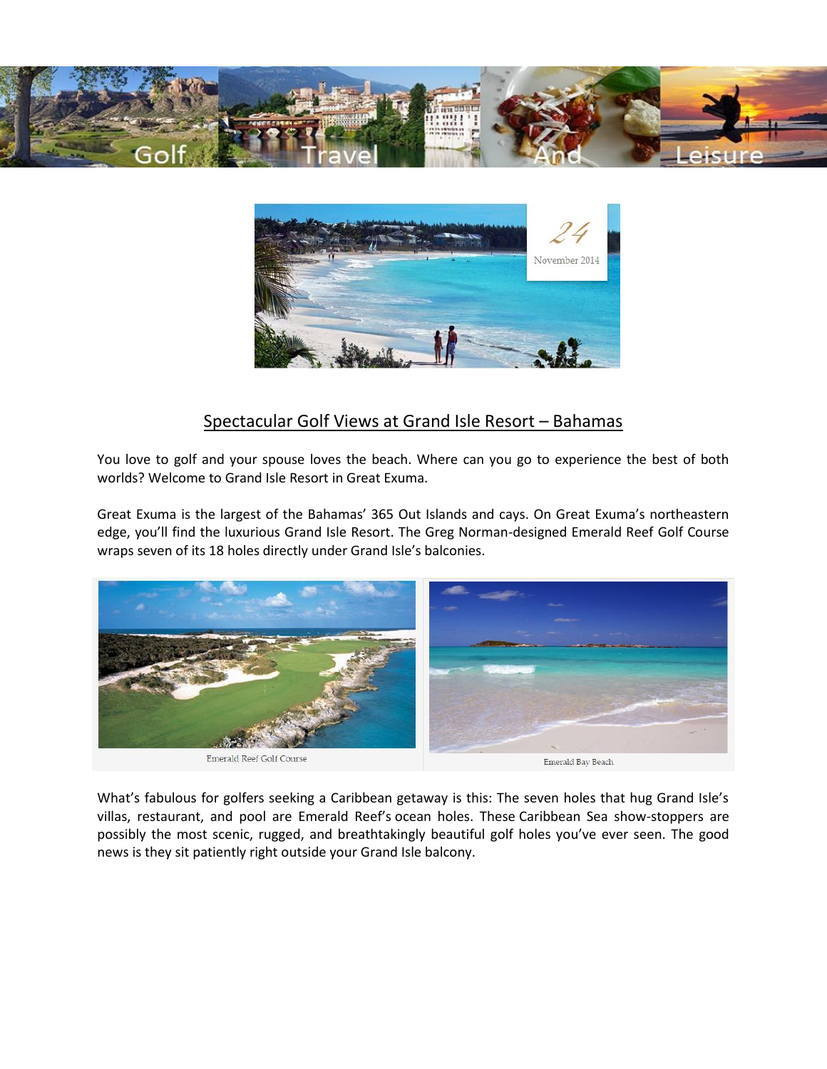Golf Travel And Leisure

24 November 2014

## Spectacular Golf Views at Grand Isle Resort – Bahamas

You love to golf and your spouse loves the beach. Where can you go to experience the best of both worlds? Welcome to Grand Isle Resort in Great Exuma.

Great Exuma is the largest of the Bahamas' 365 Out Islands and cays. On Great Exuma's northeastern edge, you'll find the luxurious Grand Isle Resort. The Greg Norman-designed Emerald Reef Golf Course wraps seven of its 18 holes directly under Grand Isle's balconies.

Emerald Reef Golf Course

Emerald Bay Beach

What's fabulous for golfers seeking a Caribbean getaway is this: The seven holes that hug Grand Isle's villas, restaurant, and pool are Emerald Reef's ocean holes. These Caribbean Sea show-stoppers are possibly the most scenic, rugged, and breathtakingly beautiful golf holes you've ever seen. The good news is they sit patiently right outside your Grand Isle balcony.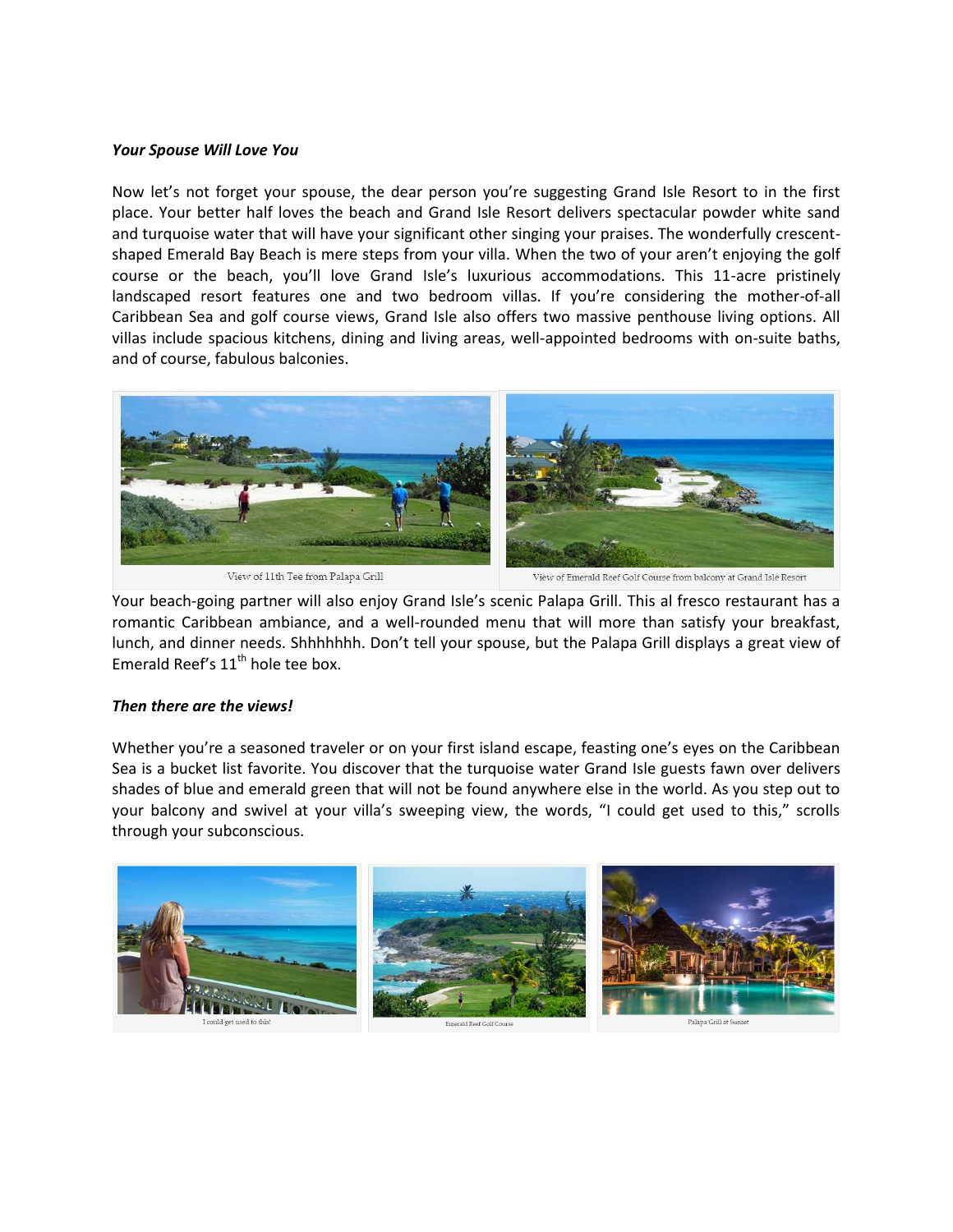***Your Spouse Will Love You***

Now let's not forget your spouse, the dear person you're suggesting Grand Isle Resort to in the first place. Your better half loves the beach and Grand Isle Resort delivers spectacular powder white sand and turquoise water that will have your significant other singing your praises. The wonderfully crescent-shaped Emerald Bay Beach is mere steps from your villa. When the two of your aren't enjoying the golf course or the beach, you'll love Grand Isle's luxurious accommodations. This 11-acre pristinely landscaped resort features one and two bedroom villas. If you're considering the mother-of-all Caribbean Sea and golf course views, Grand Isle also offers two massive penthouse living options. All villas include spacious kitchens, dining and living areas, well-appointed bedrooms with on-suite baths, and of course, fabulous balconies.

View of 11th Tee from Palapa Grill

View of Emerald Reef Golf Course from balcony at Grand Isle Resort

Your beach-going partner will also enjoy Grand Isle's scenic Palapa Grill. This al fresco restaurant has a romantic Caribbean ambiance, and a well-rounded menu that will more than satisfy your breakfast, lunch, and dinner needs. Shhhhhhh. Don't tell your spouse, but the Palapa Grill displays a great view of Emerald Reef's 11$^{th}$ hole tee box.

***Then there are the views!***

Whether you're a seasoned traveler or on your first island escape, feasting one's eyes on the Caribbean Sea is a bucket list favorite. You discover that the turquoise water Grand Isle guests fawn over delivers shades of blue and emerald green that will not be found anywhere else in the world. As you step out to your balcony and swivel at your villa's sweeping view, the words, "I could get used to this," scrolls through your subconscious.

I could get used to this!

Emerald Reef Golf Course

Palapa Grill at Sunset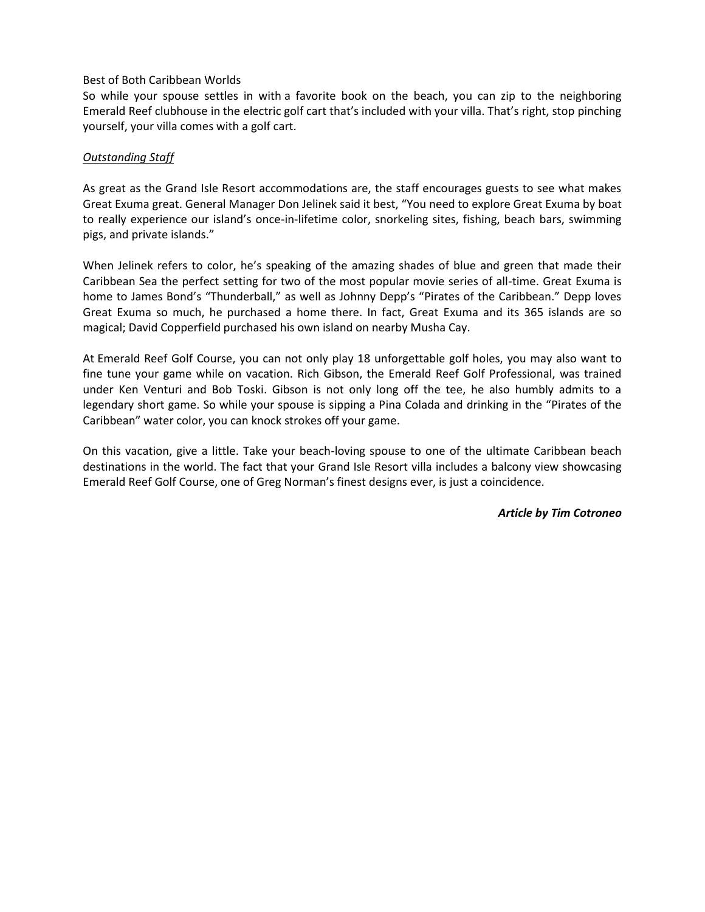Best of Both Caribbean Worlds

So while your spouse settles in with a favorite book on the beach, you can zip to the neighboring Emerald Reef clubhouse in the electric golf cart that's included with your villa. That's right, stop pinching yourself, your villa comes with a golf cart.

*Outstanding Staff*

As great as the Grand Isle Resort accommodations are, the staff encourages guests to see what makes Great Exuma great. General Manager Don Jelinek said it best, "You need to explore Great Exuma by boat to really experience our island's once-in-lifetime color, snorkeling sites, fishing, beach bars, swimming pigs, and private islands."

When Jelinek refers to color, he's speaking of the amazing shades of blue and green that made their Caribbean Sea the perfect setting for two of the most popular movie series of all-time. Great Exuma is home to James Bond's "Thunderball," as well as Johnny Depp's "Pirates of the Caribbean." Depp loves Great Exuma so much, he purchased a home there. In fact, Great Exuma and its 365 islands are so magical; David Copperfield purchased his own island on nearby Musha Cay.

At Emerald Reef Golf Course, you can not only play 18 unforgettable golf holes, you may also want to fine tune your game while on vacation. Rich Gibson, the Emerald Reef Golf Professional, was trained under Ken Venturi and Bob Toski. Gibson is not only long off the tee, he also humbly admits to a legendary short game. So while your spouse is sipping a Pina Colada and drinking in the "Pirates of the Caribbean" water color, you can knock strokes off your game.

On this vacation, give a little. Take your beach-loving spouse to one of the ultimate Caribbean beach destinations in the world. The fact that your Grand Isle Resort villa includes a balcony view showcasing Emerald Reef Golf Course, one of Greg Norman's finest designs ever, is just a coincidence.

***Article by Tim Cotroneo***